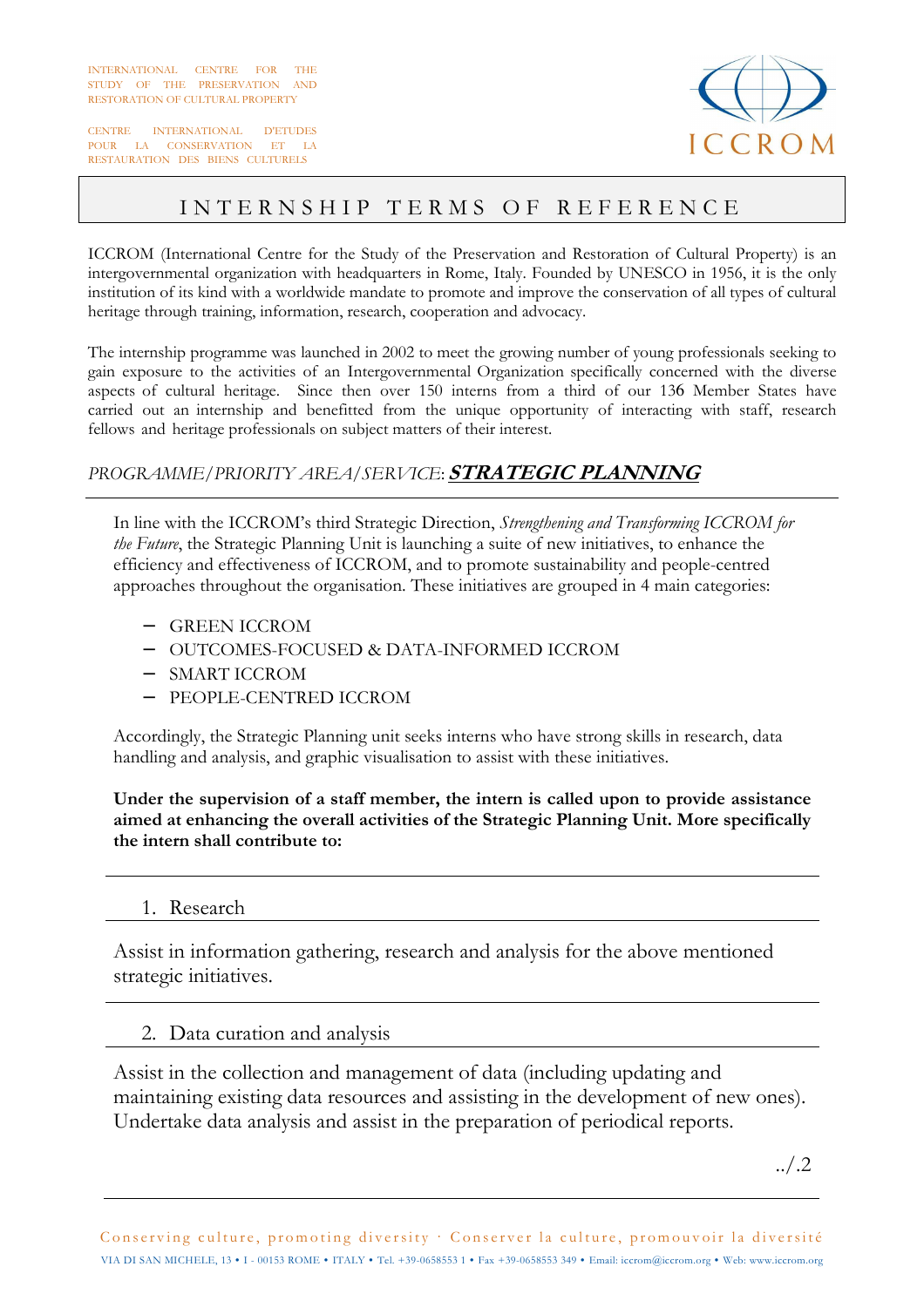INTERNATIONAL CENTRE FOR THE STUDY OF THE PRESERVATION AND RESTORATION OF CULTURAL PROPERTY

CENTRE INTERNATIONAL D'ETUDES POUR LA CONSERVATION ET LA RESTAURATION DES BIENS CULTURELS

ICCROM

# INTERNSHIP TERMS OF REFERENCE

ICCROM (International Centre for the Study of the Preservation and Restoration of Cultural Property) is an intergovernmental organization with headquarters in Rome, Italy. Founded by UNESCO in 1956, it is the only institution of its kind with a worldwide mandate to promote and improve the conservation of all types of cultural heritage through training, information, research, cooperation and advocacy.

The internship programme was launched in 2002 to meet the growing number of young professionals seeking to gain exposure to the activities of an Intergovernmental Organization specifically concerned with the diverse aspects of cultural heritage. Since then over 150 interns from a third of our 136 Member States have carried out an internship and benefitted from the unique opportunity of interacting with staff, research fellows and heritage professionals on subject matters of their interest.

## *PROGRAMME/PRIORITY AREA/SERVICE*: ***STRATEGIC PLANNING***

In line with the ICCROM's third Strategic Direction, *Strengthening and Transforming ICCROM for the Future*, the Strategic Planning Unit is launching a suite of new initiatives, to enhance the efficiency and effectiveness of ICCROM, and to promote sustainability and people-centred approaches throughout the organisation. These initiatives are grouped in 4 main categories:

- GREEN ICCROM
- OUTCOMES-FOCUSED & DATA-INFORMED ICCROM
- SMART ICCROM
- PEOPLE-CENTRED ICCROM

Accordingly, the Strategic Planning unit seeks interns who have strong skills in research, data handling and analysis, and graphic visualisation to assist with these initiatives.

**Under the supervision of a staff member, the intern is called upon to provide assistance aimed at enhancing the overall activities of the Strategic Planning Unit. More specifically the intern shall contribute to:**

### 1. Research

Assist in information gathering, research and analysis for the above mentioned strategic initiatives.

### 2. Data curation and analysis

Assist in the collection and management of data (including updating and maintaining existing data resources and assisting in the development of new ones). Undertake data analysis and assist in the preparation of periodical reports.

../.2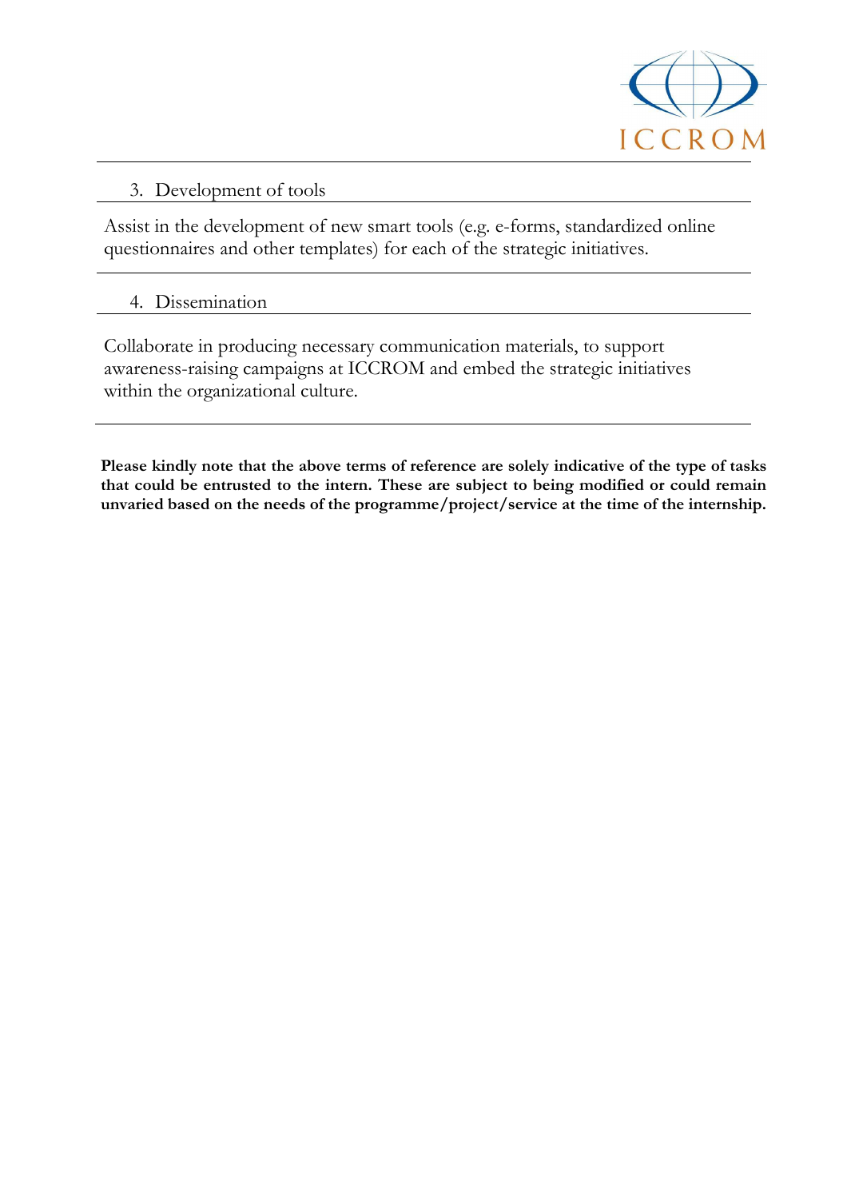3. Development of tools

Assist in the development of new smart tools (e.g. e-forms, standardized online questionnaires and other templates) for each of the strategic initiatives.

4. Dissemination

Collaborate in producing necessary communication materials, to support awareness-raising campaigns at ICCROM and embed the strategic initiatives within the organizational culture.

**Please kindly note that the above terms of reference are solely indicative of the type of tasks that could be entrusted to the intern. These are subject to being modified or could remain unvaried based on the needs of the programme/project/service at the time of the internship.**